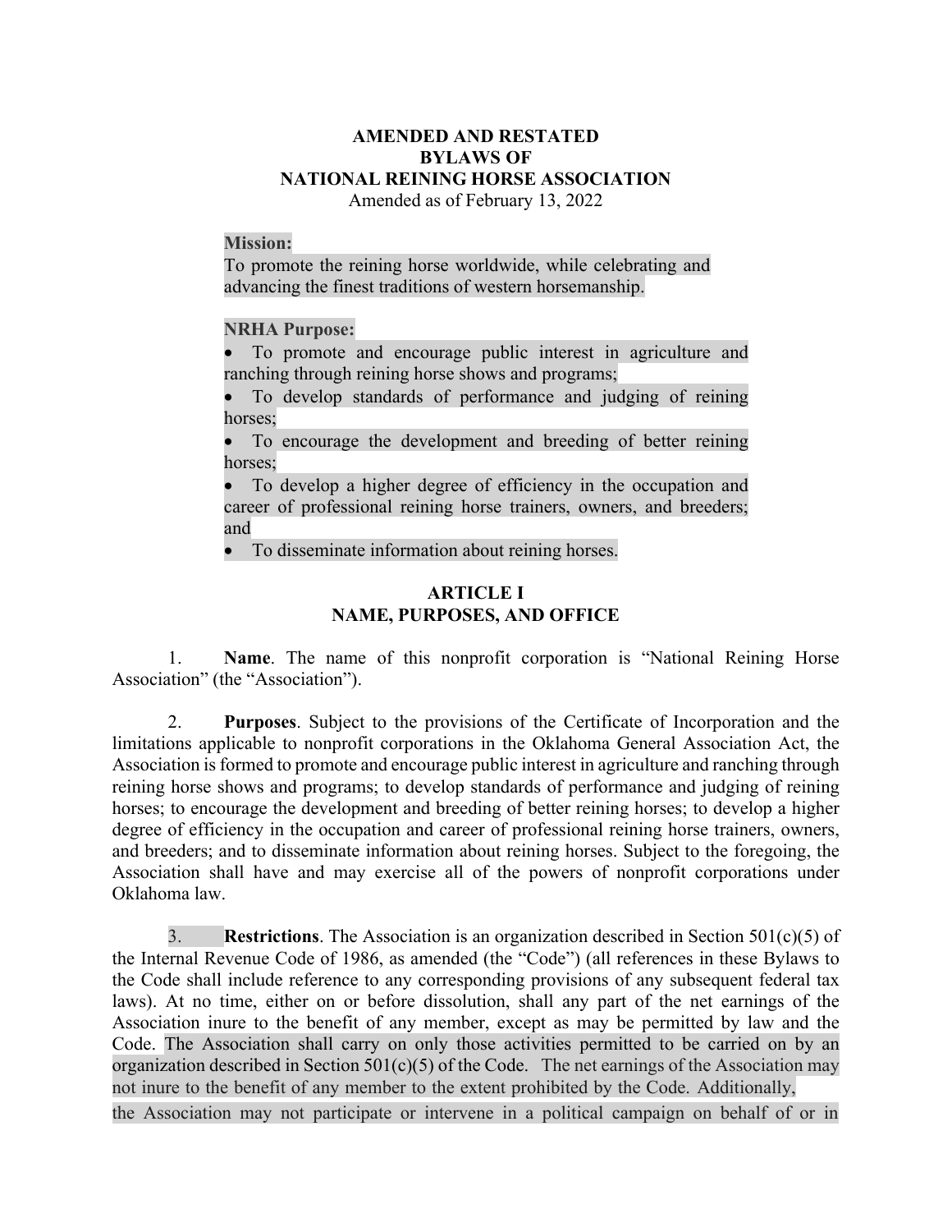# AMENDED AND RESTATED BYLAWS OF NATIONAL REINING HORSE ASSOCIATION

Amended as of February 13, 2022

**Mission:**
To promote the reining horse worldwide, while celebrating and advancing the finest traditions of western horsemanship.

**NRHA Purpose:**

- To promote and encourage public interest in agriculture and ranching through reining horse shows and programs;
- To develop standards of performance and judging of reining horses;
- To encourage the development and breeding of better reining horses;
- To develop a higher degree of efficiency in the occupation and career of professional reining horse trainers, owners, and breeders; and
- To disseminate information about reining horses.

## ARTICLE I
## NAME, PURPOSES, AND OFFICE

1. **Name**. The name of this nonprofit corporation is "National Reining Horse Association" (the "Association").

2. **Purposes**. Subject to the provisions of the Certificate of Incorporation and the limitations applicable to nonprofit corporations in the Oklahoma General Association Act, the Association is formed to promote and encourage public interest in agriculture and ranching through reining horse shows and programs; to develop standards of performance and judging of reining horses; to encourage the development and breeding of better reining horses; to develop a higher degree of efficiency in the occupation and career of professional reining horse trainers, owners, and breeders; and to disseminate information about reining horses. Subject to the foregoing, the Association shall have and may exercise all of the powers of nonprofit corporations under Oklahoma law.

3. **Restrictions**. The Association is an organization described in Section 501(c)(5) of the Internal Revenue Code of 1986, as amended (the "Code") (all references in these Bylaws to the Code shall include reference to any corresponding provisions of any subsequent federal tax laws). At no time, either on or before dissolution, shall any part of the net earnings of the Association inure to the benefit of any member, except as may be permitted by law and the Code. The Association shall carry on only those activities permitted to be carried on by an organization described in Section 501(c)(5) of the Code. The net earnings of the Association may not inure to the benefit of any member to the extent prohibited by the Code. Additionally, the Association may not participate or intervene in a political campaign on behalf of or in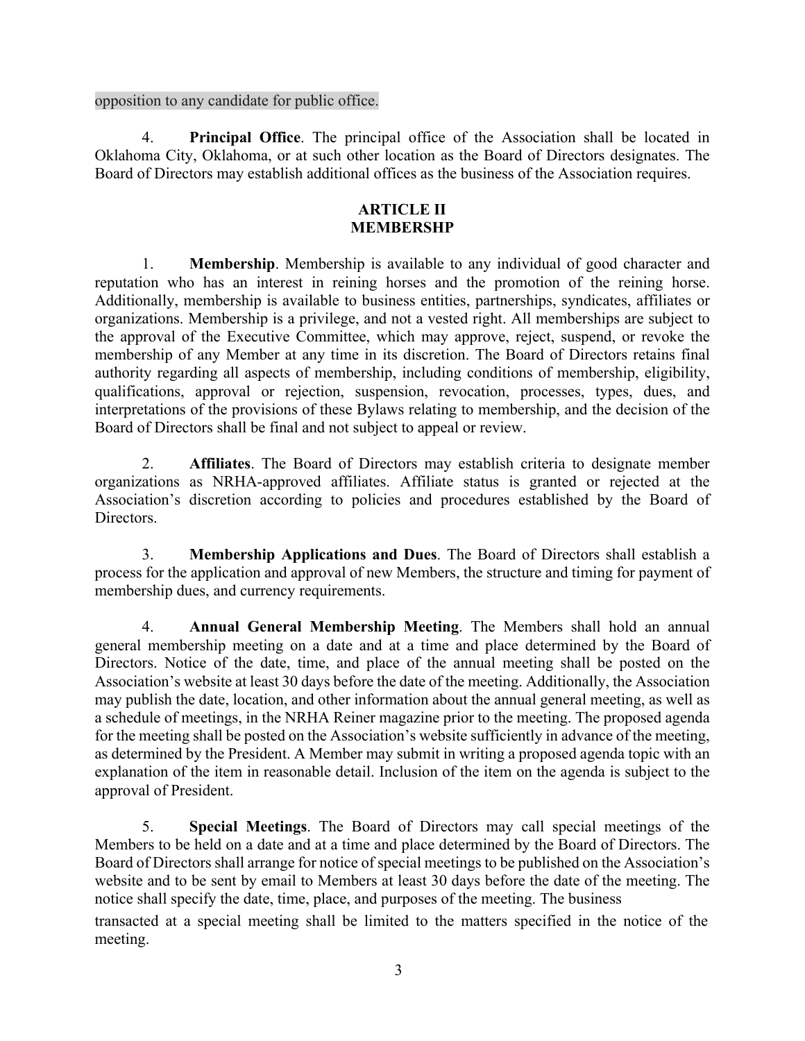opposition to any candidate for public office.

4. **Principal Office**. The principal office of the Association shall be located in Oklahoma City, Oklahoma, or at such other location as the Board of Directors designates. The Board of Directors may establish additional offices as the business of the Association requires.

## ARTICLE II
## MEMBERSHP

1. **Membership**. Membership is available to any individual of good character and reputation who has an interest in reining horses and the promotion of the reining horse. Additionally, membership is available to business entities, partnerships, syndicates, affiliates or organizations. Membership is a privilege, and not a vested right. All memberships are subject to the approval of the Executive Committee, which may approve, reject, suspend, or revoke the membership of any Member at any time in its discretion. The Board of Directors retains final authority regarding all aspects of membership, including conditions of membership, eligibility, qualifications, approval or rejection, suspension, revocation, processes, types, dues, and interpretations of the provisions of these Bylaws relating to membership, and the decision of the Board of Directors shall be final and not subject to appeal or review.

2. **Affiliates**. The Board of Directors may establish criteria to designate member organizations as NRHA-approved affiliates. Affiliate status is granted or rejected at the Association's discretion according to policies and procedures established by the Board of Directors.

3. **Membership Applications and Dues**. The Board of Directors shall establish a process for the application and approval of new Members, the structure and timing for payment of membership dues, and currency requirements.

4. **Annual General Membership Meeting**. The Members shall hold an annual general membership meeting on a date and at a time and place determined by the Board of Directors. Notice of the date, time, and place of the annual meeting shall be posted on the Association's website at least 30 days before the date of the meeting. Additionally, the Association may publish the date, location, and other information about the annual general meeting, as well as a schedule of meetings, in the NRHA Reiner magazine prior to the meeting. The proposed agenda for the meeting shall be posted on the Association's website sufficiently in advance of the meeting, as determined by the President. A Member may submit in writing a proposed agenda topic with an explanation of the item in reasonable detail. Inclusion of the item on the agenda is subject to the approval of President.

5. **Special Meetings**. The Board of Directors may call special meetings of the Members to be held on a date and at a time and place determined by the Board of Directors. The Board of Directors shall arrange for notice of special meetings to be published on the Association's website and to be sent by email to Members at least 30 days before the date of the meeting. The notice shall specify the date, time, place, and purposes of the meeting. The business transacted at a special meeting shall be limited to the matters specified in the notice of the meeting.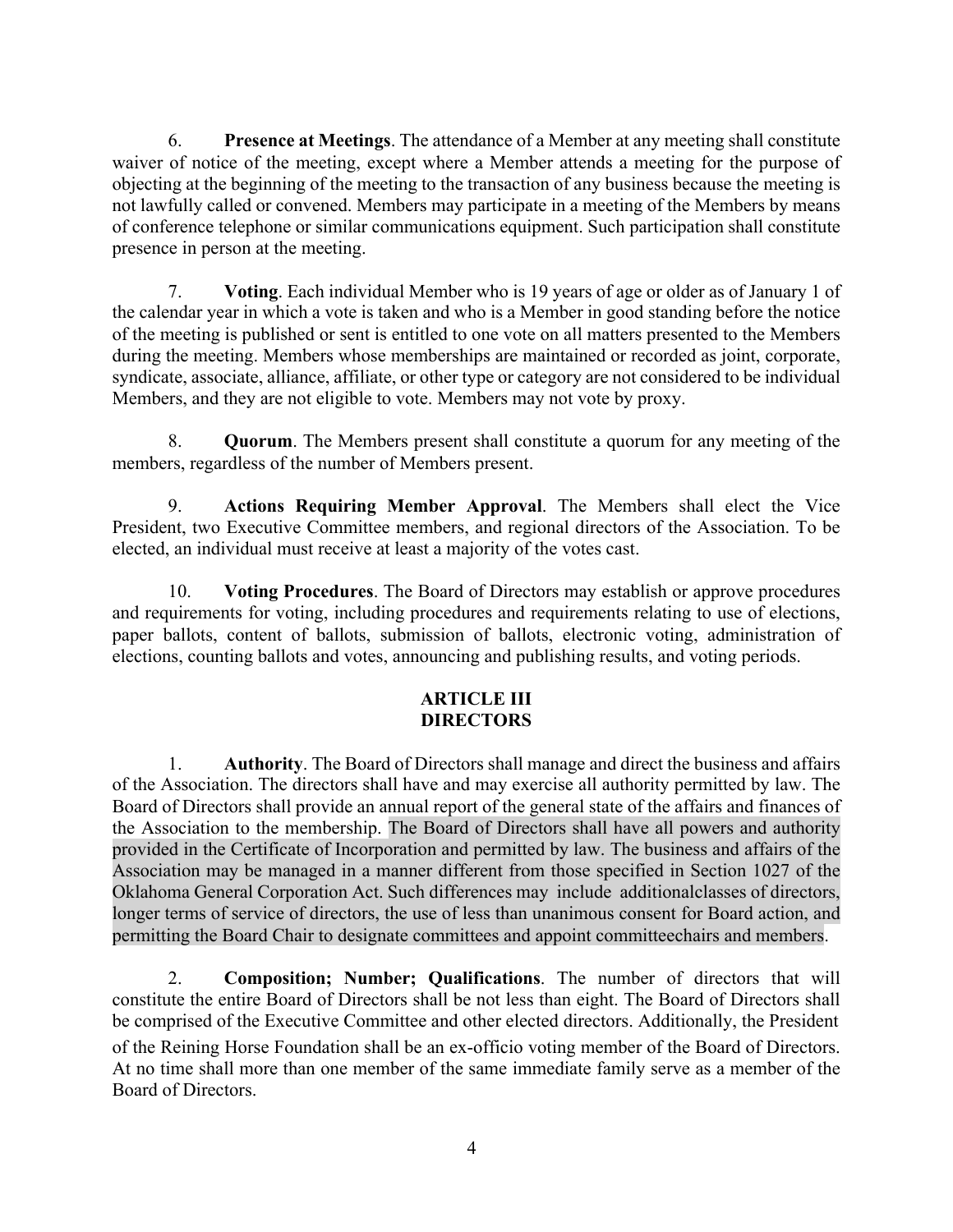6. **Presence at Meetings**. The attendance of a Member at any meeting shall constitute waiver of notice of the meeting, except where a Member attends a meeting for the purpose of objecting at the beginning of the meeting to the transaction of any business because the meeting is not lawfully called or convened. Members may participate in a meeting of the Members by means of conference telephone or similar communications equipment. Such participation shall constitute presence in person at the meeting.

7. **Voting**. Each individual Member who is 19 years of age or older as of January 1 of the calendar year in which a vote is taken and who is a Member in good standing before the notice of the meeting is published or sent is entitled to one vote on all matters presented to the Members during the meeting. Members whose memberships are maintained or recorded as joint, corporate, syndicate, associate, alliance, affiliate, or other type or category are not considered to be individual Members, and they are not eligible to vote. Members may not vote by proxy.

8. **Quorum**. The Members present shall constitute a quorum for any meeting of the members, regardless of the number of Members present.

9. **Actions Requiring Member Approval**. The Members shall elect the Vice President, two Executive Committee members, and regional directors of the Association. To be elected, an individual must receive at least a majority of the votes cast.

10. **Voting Procedures**. The Board of Directors may establish or approve procedures and requirements for voting, including procedures and requirements relating to use of elections, paper ballots, content of ballots, submission of ballots, electronic voting, administration of elections, counting ballots and votes, announcing and publishing results, and voting periods.

## ARTICLE III
## DIRECTORS

1. **Authority**. The Board of Directors shall manage and direct the business and affairs of the Association. The directors shall have and may exercise all authority permitted by law. The Board of Directors shall provide an annual report of the general state of the affairs and finances of the Association to the membership. The Board of Directors shall have all powers and authority provided in the Certificate of Incorporation and permitted by law. The business and affairs of the Association may be managed in a manner different from those specified in Section 1027 of the Oklahoma General Corporation Act. Such differences may include additionalclasses of directors, longer terms of service of directors, the use of less than unanimous consent for Board action, and permitting the Board Chair to designate committees and appoint committeechairs and members.

2. **Composition; Number; Qualifications**. The number of directors that will constitute the entire Board of Directors shall be not less than eight. The Board of Directors shall be comprised of the Executive Committee and other elected directors. Additionally, the President of the Reining Horse Foundation shall be an ex-officio voting member of the Board of Directors. At no time shall more than one member of the same immediate family serve as a member of the Board of Directors.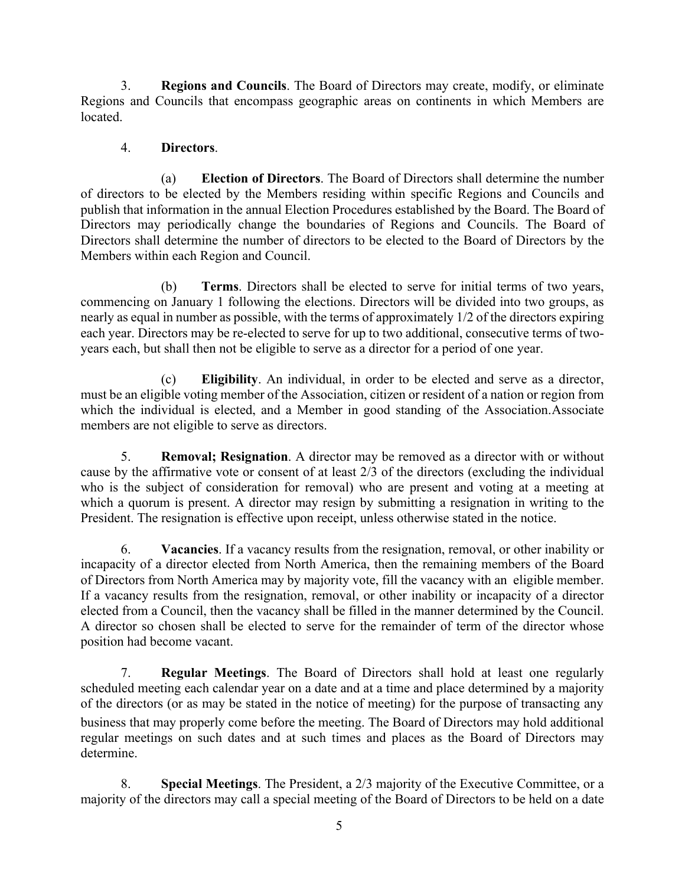3. **Regions and Councils**. The Board of Directors may create, modify, or eliminate Regions and Councils that encompass geographic areas on continents in which Members are located.

4. **Directors**.

(a) **Election of Directors**. The Board of Directors shall determine the number of directors to be elected by the Members residing within specific Regions and Councils and publish that information in the annual Election Procedures established by the Board. The Board of Directors may periodically change the boundaries of Regions and Councils. The Board of Directors shall determine the number of directors to be elected to the Board of Directors by the Members within each Region and Council.

(b) **Terms**. Directors shall be elected to serve for initial terms of two years, commencing on January 1 following the elections. Directors will be divided into two groups, as nearly as equal in number as possible, with the terms of approximately 1/2 of the directors expiring each year. Directors may be re-elected to serve for up to two additional, consecutive terms of two-years each, but shall then not be eligible to serve as a director for a period of one year.

(c) **Eligibility**. An individual, in order to be elected and serve as a director, must be an eligible voting member of the Association, citizen or resident of a nation or region from which the individual is elected, and a Member in good standing of the Association.Associate members are not eligible to serve as directors.

5. **Removal; Resignation**. A director may be removed as a director with or without cause by the affirmative vote or consent of at least 2/3 of the directors (excluding the individual who is the subject of consideration for removal) who are present and voting at a meeting at which a quorum is present. A director may resign by submitting a resignation in writing to the President. The resignation is effective upon receipt, unless otherwise stated in the notice.

6. **Vacancies**. If a vacancy results from the resignation, removal, or other inability or incapacity of a director elected from North America, then the remaining members of the Board of Directors from North America may by majority vote, fill the vacancy with an eligible member. If a vacancy results from the resignation, removal, or other inability or incapacity of a director elected from a Council, then the vacancy shall be filled in the manner determined by the Council. A director so chosen shall be elected to serve for the remainder of term of the director whose position had become vacant.

7. **Regular Meetings**. The Board of Directors shall hold at least one regularly scheduled meeting each calendar year on a date and at a time and place determined by a majority of the directors (or as may be stated in the notice of meeting) for the purpose of transacting any business that may properly come before the meeting. The Board of Directors may hold additional regular meetings on such dates and at such times and places as the Board of Directors may determine.

8. **Special Meetings**. The President, a 2/3 majority of the Executive Committee, or a majority of the directors may call a special meeting of the Board of Directors to be held on a date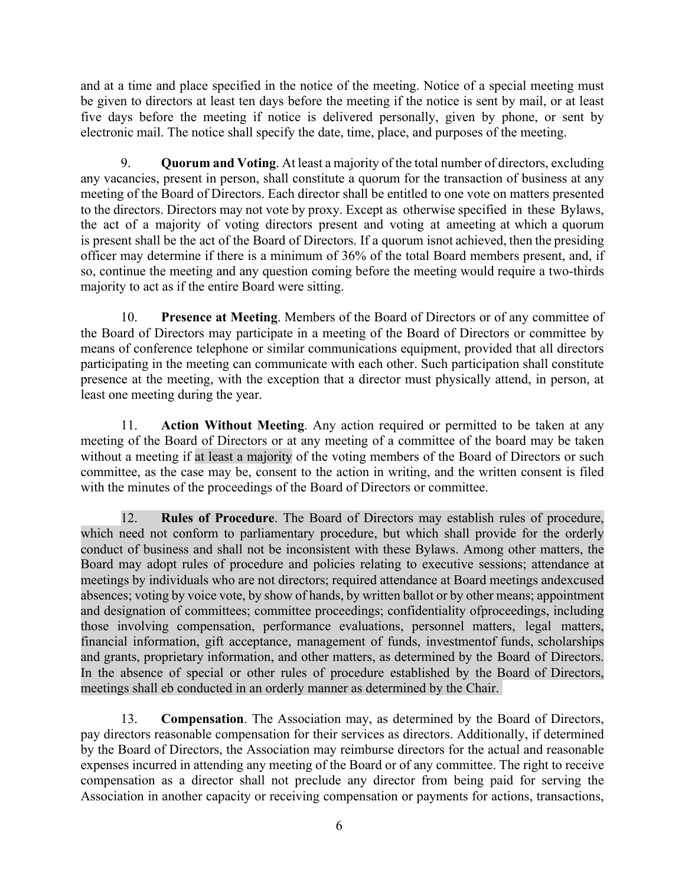and at a time and place specified in the notice of the meeting. Notice of a special meeting must be given to directors at least ten days before the meeting if the notice is sent by mail, or at least five days before the meeting if notice is delivered personally, given by phone, or sent by electronic mail. The notice shall specify the date, time, place, and purposes of the meeting.

9. **Quorum and Voting**. At least a majority of the total number of directors, excluding any vacancies, present in person, shall constitute a quorum for the transaction of business at any meeting of the Board of Directors. Each director shall be entitled to one vote on matters presented to the directors. Directors may not vote by proxy. Except as otherwise specified in these Bylaws, the act of a majority of voting directors present and voting at ameeting at which a quorum is present shall be the act of the Board of Directors. If a quorum isnot achieved, then the presiding officer may determine if there is a minimum of 36% of the total Board members present, and, if so, continue the meeting and any question coming before the meeting would require a two-thirds majority to act as if the entire Board were sitting.

10. **Presence at Meeting**. Members of the Board of Directors or of any committee of the Board of Directors may participate in a meeting of the Board of Directors or committee by means of conference telephone or similar communications equipment, provided that all directors participating in the meeting can communicate with each other. Such participation shall constitute presence at the meeting, with the exception that a director must physically attend, in person, at least one meeting during the year.

11. **Action Without Meeting**. Any action required or permitted to be taken at any meeting of the Board of Directors or at any meeting of a committee of the board may be taken without a meeting if at least a majority of the voting members of the Board of Directors or such committee, as the case may be, consent to the action in writing, and the written consent is filed with the minutes of the proceedings of the Board of Directors or committee.

12. **Rules of Procedure**. The Board of Directors may establish rules of procedure, which need not conform to parliamentary procedure, but which shall provide for the orderly conduct of business and shall not be inconsistent with these Bylaws. Among other matters, the Board may adopt rules of procedure and policies relating to executive sessions; attendance at meetings by individuals who are not directors; required attendance at Board meetings andexcused absences; voting by voice vote, by show of hands, by written ballot or by other means; appointment and designation of committees; committee proceedings; confidentiality ofproceedings, including those involving compensation, performance evaluations, personnel matters, legal matters, financial information, gift acceptance, management of funds, investmentof funds, scholarships and grants, proprietary information, and other matters, as determined by the Board of Directors. In the absence of special or other rules of procedure established by the Board of Directors, meetings shall eb conducted in an orderly manner as determined by the Chair.

13. **Compensation**. The Association may, as determined by the Board of Directors, pay directors reasonable compensation for their services as directors. Additionally, if determined by the Board of Directors, the Association may reimburse directors for the actual and reasonable expenses incurred in attending any meeting of the Board or of any committee. The right to receive compensation as a director shall not preclude any director from being paid for serving the Association in another capacity or receiving compensation or payments for actions, transactions,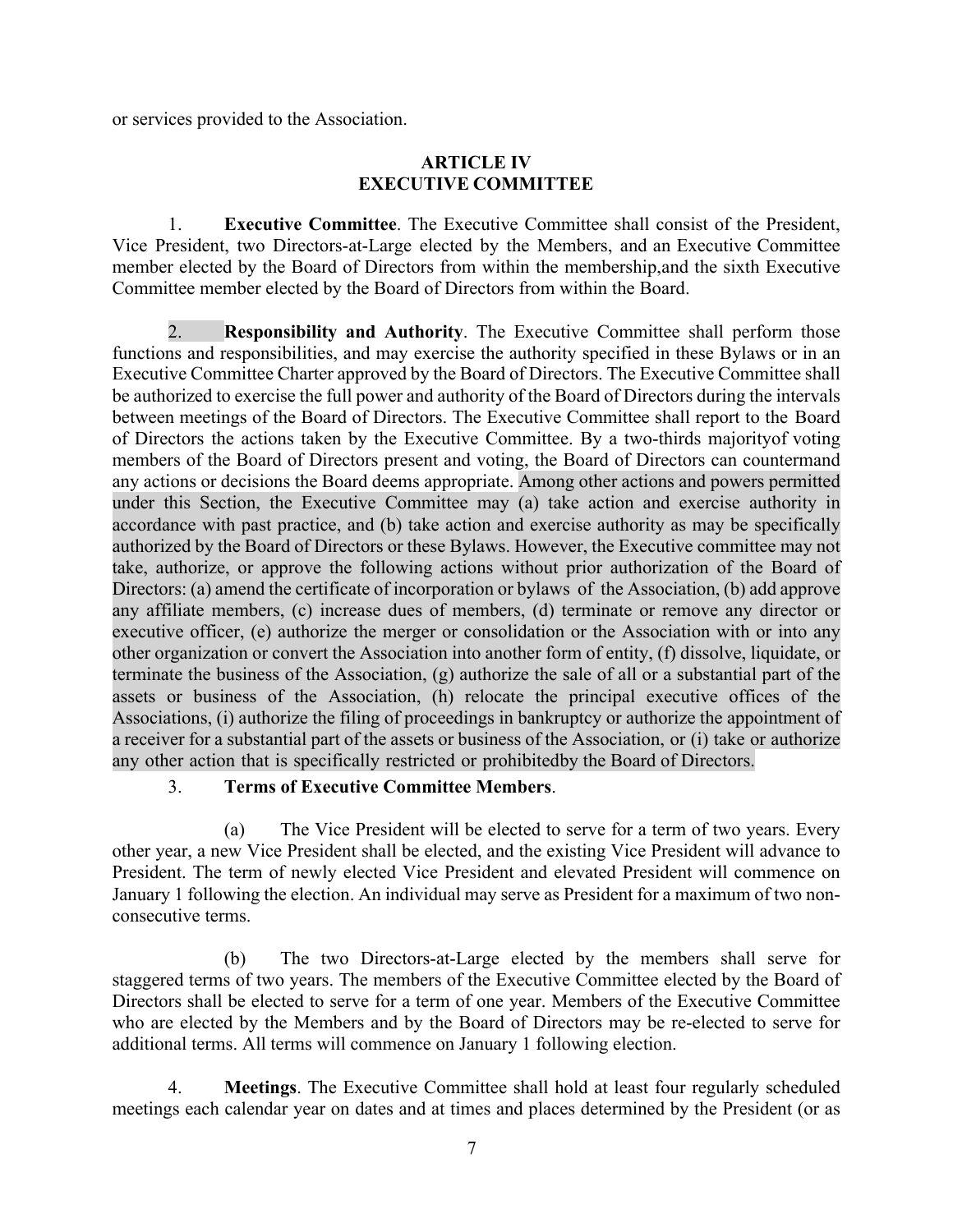or services provided to the Association.

## ARTICLE IV
## EXECUTIVE COMMITTEE

1. **Executive Committee**. The Executive Committee shall consist of the President, Vice President, two Directors-at-Large elected by the Members, and an Executive Committee member elected by the Board of Directors from within the membership,and the sixth Executive Committee member elected by the Board of Directors from within the Board.

2. **Responsibility and Authority**. The Executive Committee shall perform those functions and responsibilities, and may exercise the authority specified in these Bylaws or in an Executive Committee Charter approved by the Board of Directors. The Executive Committee shall be authorized to exercise the full power and authority of the Board of Directors during the intervals between meetings of the Board of Directors. The Executive Committee shall report to the Board of Directors the actions taken by the Executive Committee. By a two-thirds majorityof voting members of the Board of Directors present and voting, the Board of Directors can countermand any actions or decisions the Board deems appropriate. Among other actions and powers permitted under this Section, the Executive Committee may (a) take action and exercise authority in accordance with past practice, and (b) take action and exercise authority as may be specifically authorized by the Board of Directors or these Bylaws. However, the Executive committee may not take, authorize, or approve the following actions without prior authorization of the Board of Directors: (a) amend the certificate of incorporation or bylaws of the Association, (b) add approve any affiliate members, (c) increase dues of members, (d) terminate or remove any director or executive officer, (e) authorize the merger or consolidation or the Association with or into any other organization or convert the Association into another form of entity, (f) dissolve, liquidate, or terminate the business of the Association, (g) authorize the sale of all or a substantial part of the assets or business of the Association, (h) relocate the principal executive offices of the Associations, (i) authorize the filing of proceedings in bankruptcy or authorize the appointment of a receiver for a substantial part of the assets or business of the Association, or (i) take or authorize any other action that is specifically restricted or prohibitedby the Board of Directors.

3. **Terms of Executive Committee Members**.

   (a) The Vice President will be elected to serve for a term of two years. Every other year, a new Vice President shall be elected, and the existing Vice President will advance to President. The term of newly elected Vice President and elevated President will commence on January 1 following the election. An individual may serve as President for a maximum of two non-consecutive terms.

   (b) The two Directors-at-Large elected by the members shall serve for staggered terms of two years. The members of the Executive Committee elected by the Board of Directors shall be elected to serve for a term of one year. Members of the Executive Committee who are elected by the Members and by the Board of Directors may be re-elected to serve for additional terms. All terms will commence on January 1 following election.

4. **Meetings**. The Executive Committee shall hold at least four regularly scheduled meetings each calendar year on dates and at times and places determined by the President (or as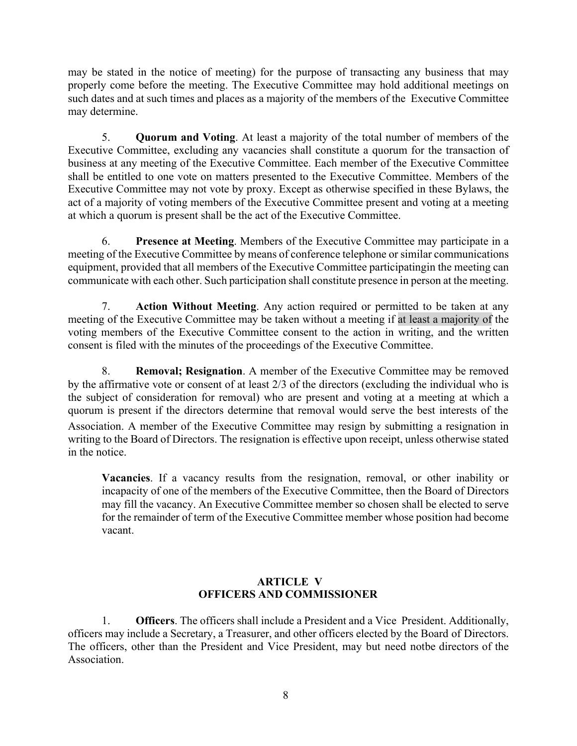may be stated in the notice of meeting) for the purpose of transacting any business that may properly come before the meeting. The Executive Committee may hold additional meetings on such dates and at such times and places as a majority of the members of the Executive Committee may determine.

5. **Quorum and Voting**. At least a majority of the total number of members of the Executive Committee, excluding any vacancies shall constitute a quorum for the transaction of business at any meeting of the Executive Committee. Each member of the Executive Committee shall be entitled to one vote on matters presented to the Executive Committee. Members of the Executive Committee may not vote by proxy. Except as otherwise specified in these Bylaws, the act of a majority of voting members of the Executive Committee present and voting at a meeting at which a quorum is present shall be the act of the Executive Committee.

6. **Presence at Meeting**. Members of the Executive Committee may participate in a meeting of the Executive Committee by means of conference telephone or similar communications equipment, provided that all members of the Executive Committee participatingin the meeting can communicate with each other. Such participation shall constitute presence in person at the meeting.

7. **Action Without Meeting**. Any action required or permitted to be taken at any meeting of the Executive Committee may be taken without a meeting if at least a majority of the voting members of the Executive Committee consent to the action in writing, and the written consent is filed with the minutes of the proceedings of the Executive Committee.

8. **Removal; Resignation**. A member of the Executive Committee may be removed by the affirmative vote or consent of at least 2/3 of the directors (excluding the individual who is the subject of consideration for removal) who are present and voting at a meeting at which a quorum is present if the directors determine that removal would serve the best interests of the Association. A member of the Executive Committee may resign by submitting a resignation in writing to the Board of Directors. The resignation is effective upon receipt, unless otherwise stated in the notice.

**Vacancies**. If a vacancy results from the resignation, removal, or other inability or incapacity of one of the members of the Executive Committee, then the Board of Directors may fill the vacancy. An Executive Committee member so chosen shall be elected to serve for the remainder of term of the Executive Committee member whose position had become vacant.

## ARTICLE V
## OFFICERS AND COMMISSIONER

1. **Officers**. The officers shall include a President and a Vice President. Additionally, officers may include a Secretary, a Treasurer, and other officers elected by the Board of Directors. The officers, other than the President and Vice President, may but need notbe directors of the Association.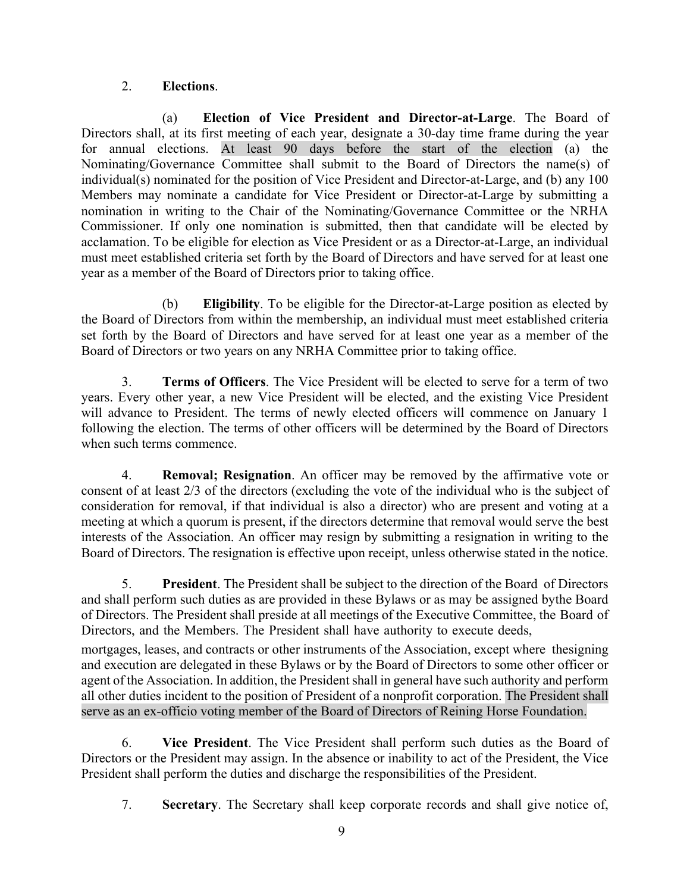2. **Elections**.

(a) **Election of Vice President and Director-at-Large**. The Board of Directors shall, at its first meeting of each year, designate a 30-day time frame during the year for annual elections. At least 90 days before the start of the election (a) the Nominating/Governance Committee shall submit to the Board of Directors the name(s) of individual(s) nominated for the position of Vice President and Director-at-Large, and (b) any 100 Members may nominate a candidate for Vice President or Director-at-Large by submitting a nomination in writing to the Chair of the Nominating/Governance Committee or the NRHA Commissioner. If only one nomination is submitted, then that candidate will be elected by acclamation. To be eligible for election as Vice President or as a Director-at-Large, an individual must meet established criteria set forth by the Board of Directors and have served for at least one year as a member of the Board of Directors prior to taking office.

(b) **Eligibility**. To be eligible for the Director-at-Large position as elected by the Board of Directors from within the membership, an individual must meet established criteria set forth by the Board of Directors and have served for at least one year as a member of the Board of Directors or two years on any NRHA Committee prior to taking office.

3. **Terms of Officers**. The Vice President will be elected to serve for a term of two years. Every other year, a new Vice President will be elected, and the existing Vice President will advance to President. The terms of newly elected officers will commence on January 1 following the election. The terms of other officers will be determined by the Board of Directors when such terms commence.

4. **Removal; Resignation**. An officer may be removed by the affirmative vote or consent of at least 2/3 of the directors (excluding the vote of the individual who is the subject of consideration for removal, if that individual is also a director) who are present and voting at a meeting at which a quorum is present, if the directors determine that removal would serve the best interests of the Association. An officer may resign by submitting a resignation in writing to the Board of Directors. The resignation is effective upon receipt, unless otherwise stated in the notice.

5. **President**. The President shall be subject to the direction of the Board of Directors and shall perform such duties as are provided in these Bylaws or as may be assigned bythe Board of Directors. The President shall preside at all meetings of the Executive Committee, the Board of Directors, and the Members. The President shall have authority to execute deeds, mortgages, leases, and contracts or other instruments of the Association, except where thesigning and execution are delegated in these Bylaws or by the Board of Directors to some other officer or agent of the Association. In addition, the President shall in general have such authority and perform all other duties incident to the position of President of a nonprofit corporation. The President shall serve as an ex-officio voting member of the Board of Directors of Reining Horse Foundation.

6. **Vice President**. The Vice President shall perform such duties as the Board of Directors or the President may assign. In the absence or inability to act of the President, the Vice President shall perform the duties and discharge the responsibilities of the President.

7. **Secretary**. The Secretary shall keep corporate records and shall give notice of,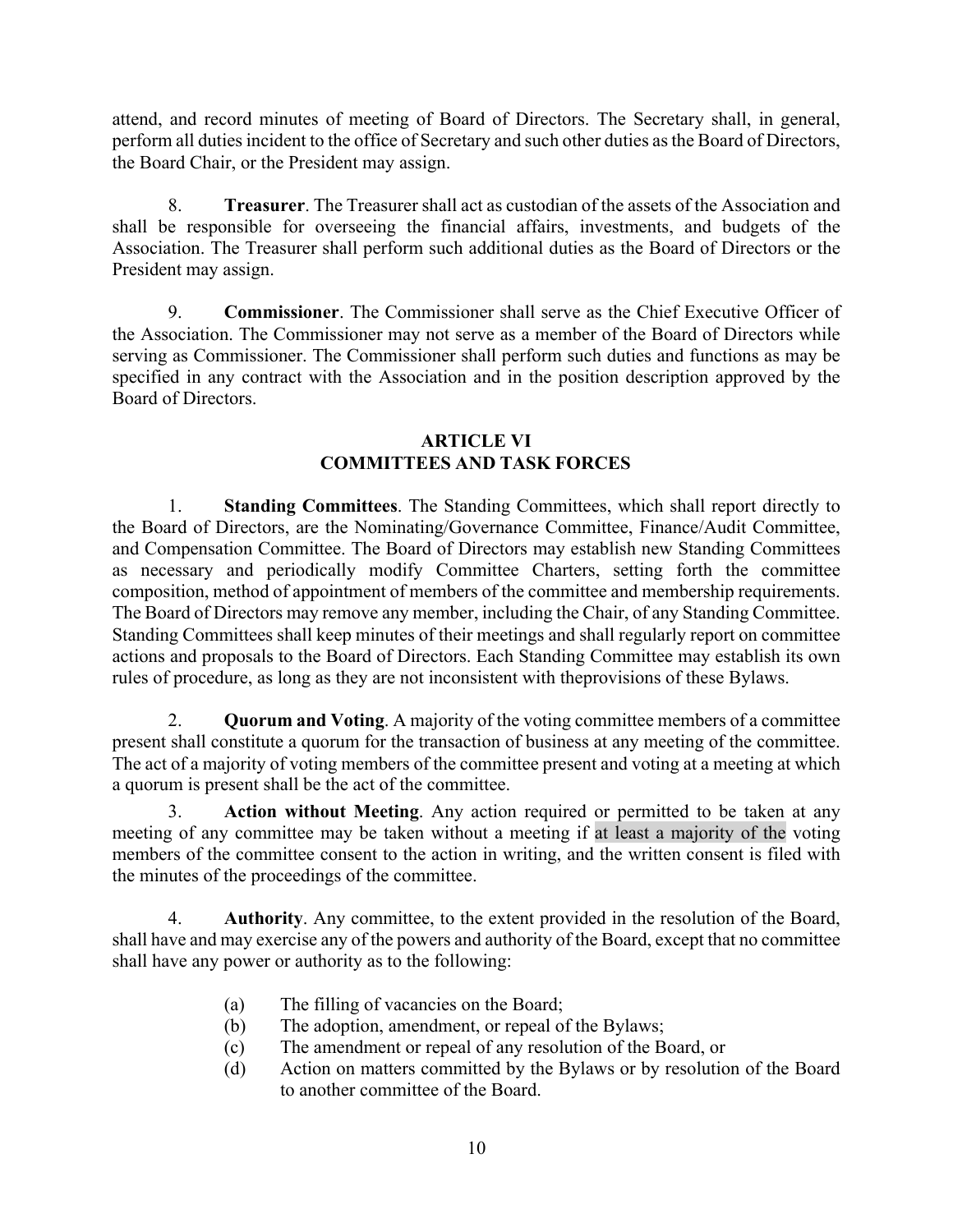attend, and record minutes of meeting of Board of Directors. The Secretary shall, in general, perform all duties incident to the office of Secretary and such other duties as the Board of Directors, the Board Chair, or the President may assign.

8. **Treasurer**. The Treasurer shall act as custodian of the assets of the Association and shall be responsible for overseeing the financial affairs, investments, and budgets of the Association. The Treasurer shall perform such additional duties as the Board of Directors or the President may assign.

9. **Commissioner**. The Commissioner shall serve as the Chief Executive Officer of the Association. The Commissioner may not serve as a member of the Board of Directors while serving as Commissioner. The Commissioner shall perform such duties and functions as may be specified in any contract with the Association and in the position description approved by the Board of Directors.

## ARTICLE VI
## COMMITTEES AND TASK FORCES

1. **Standing Committees**. The Standing Committees, which shall report directly to the Board of Directors, are the Nominating/Governance Committee, Finance/Audit Committee, and Compensation Committee. The Board of Directors may establish new Standing Committees as necessary and periodically modify Committee Charters, setting forth the committee composition, method of appointment of members of the committee and membership requirements. The Board of Directors may remove any member, including the Chair, of any Standing Committee. Standing Committees shall keep minutes of their meetings and shall regularly report on committee actions and proposals to the Board of Directors. Each Standing Committee may establish its own rules of procedure, as long as they are not inconsistent with theprovisions of these Bylaws.

2. **Quorum and Voting**. A majority of the voting committee members of a committee present shall constitute a quorum for the transaction of business at any meeting of the committee. The act of a majority of voting members of the committee present and voting at a meeting at which a quorum is present shall be the act of the committee.

3. **Action without Meeting**. Any action required or permitted to be taken at any meeting of any committee may be taken without a meeting if at least a majority of the voting members of the committee consent to the action in writing, and the written consent is filed with the minutes of the proceedings of the committee.

4. **Authority**. Any committee, to the extent provided in the resolution of the Board, shall have and may exercise any of the powers and authority of the Board, except that no committee shall have any power or authority as to the following:

- (a) The filling of vacancies on the Board;
- (b) The adoption, amendment, or repeal of the Bylaws;
- (c) The amendment or repeal of any resolution of the Board, or
- (d) Action on matters committed by the Bylaws or by resolution of the Board to another committee of the Board.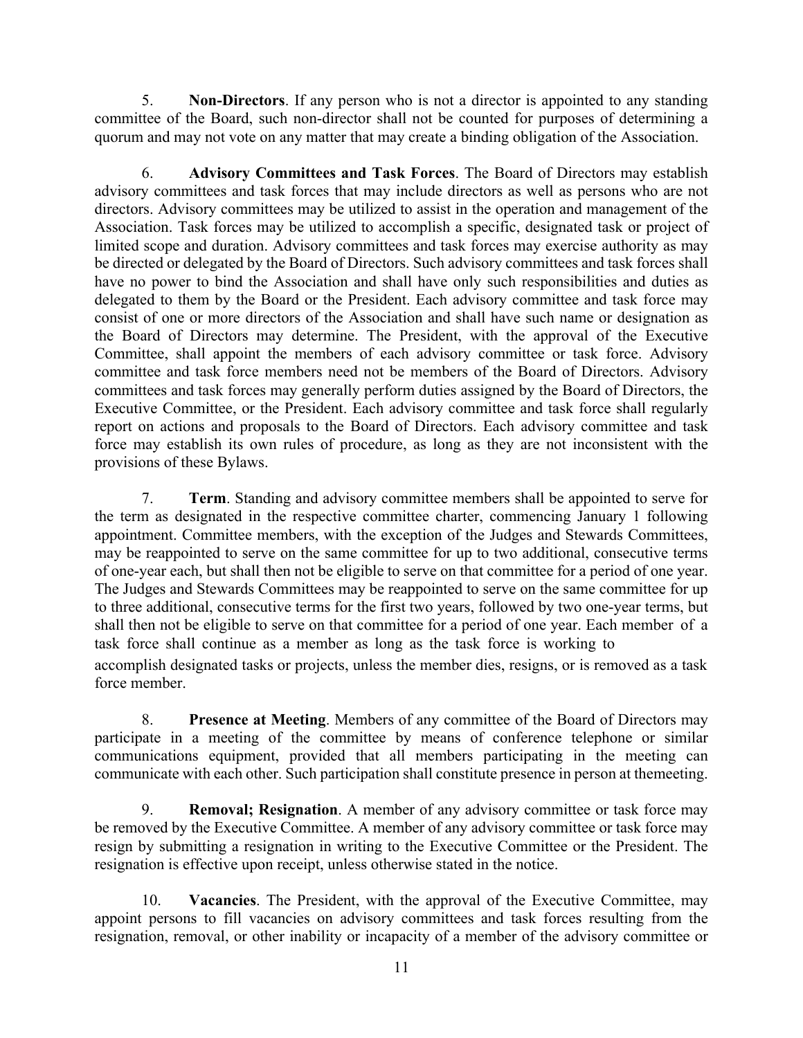5. **Non-Directors**. If any person who is not a director is appointed to any standing committee of the Board, such non-director shall not be counted for purposes of determining a quorum and may not vote on any matter that may create a binding obligation of the Association.

6. **Advisory Committees and Task Forces**. The Board of Directors may establish advisory committees and task forces that may include directors as well as persons who are not directors. Advisory committees may be utilized to assist in the operation and management of the Association. Task forces may be utilized to accomplish a specific, designated task or project of limited scope and duration. Advisory committees and task forces may exercise authority as may be directed or delegated by the Board of Directors. Such advisory committees and task forces shall have no power to bind the Association and shall have only such responsibilities and duties as delegated to them by the Board or the President. Each advisory committee and task force may consist of one or more directors of the Association and shall have such name or designation as the Board of Directors may determine. The President, with the approval of the Executive Committee, shall appoint the members of each advisory committee or task force. Advisory committee and task force members need not be members of the Board of Directors. Advisory committees and task forces may generally perform duties assigned by the Board of Directors, the Executive Committee, or the President. Each advisory committee and task force shall regularly report on actions and proposals to the Board of Directors. Each advisory committee and task force may establish its own rules of procedure, as long as they are not inconsistent with the provisions of these Bylaws.

7. **Term**. Standing and advisory committee members shall be appointed to serve for the term as designated in the respective committee charter, commencing January 1 following appointment. Committee members, with the exception of the Judges and Stewards Committees, may be reappointed to serve on the same committee for up to two additional, consecutive terms of one-year each, but shall then not be eligible to serve on that committee for a period of one year. The Judges and Stewards Committees may be reappointed to serve on the same committee for up to three additional, consecutive terms for the first two years, followed by two one-year terms, but shall then not be eligible to serve on that committee for a period of one year. Each member of a task force shall continue as a member as long as the task force is working to accomplish designated tasks or projects, unless the member dies, resigns, or is removed as a task force member.

8. **Presence at Meeting**. Members of any committee of the Board of Directors may participate in a meeting of the committee by means of conference telephone or similar communications equipment, provided that all members participating in the meeting can communicate with each other. Such participation shall constitute presence in person at themeeting.

9. **Removal; Resignation**. A member of any advisory committee or task force may be removed by the Executive Committee. A member of any advisory committee or task force may resign by submitting a resignation in writing to the Executive Committee or the President. The resignation is effective upon receipt, unless otherwise stated in the notice.

10. **Vacancies**. The President, with the approval of the Executive Committee, may appoint persons to fill vacancies on advisory committees and task forces resulting from the resignation, removal, or other inability or incapacity of a member of the advisory committee or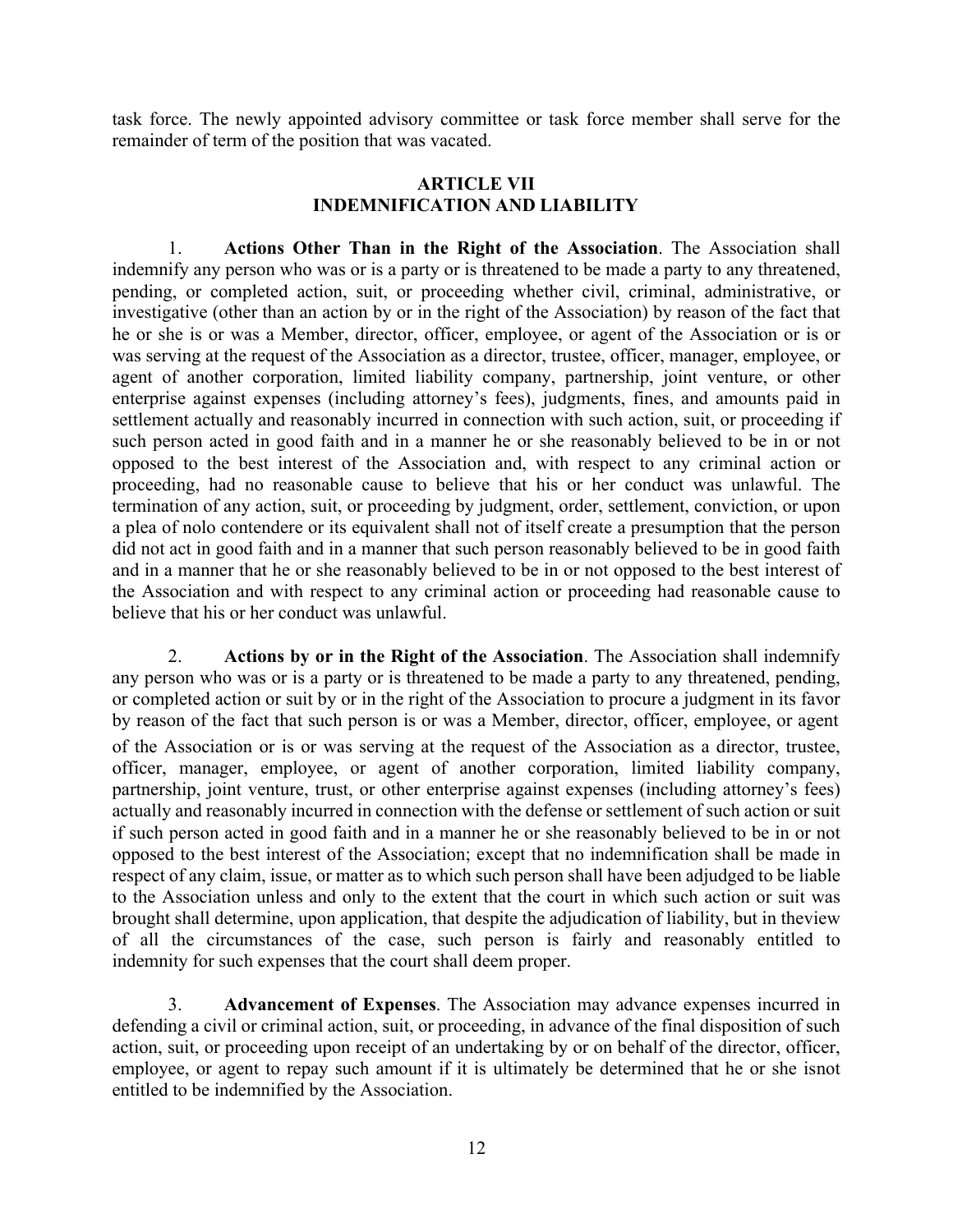task force. The newly appointed advisory committee or task force member shall serve for the remainder of term of the position that was vacated.

## ARTICLE VII
## INDEMNIFICATION AND LIABILITY

1. **Actions Other Than in the Right of the Association**. The Association shall indemnify any person who was or is a party or is threatened to be made a party to any threatened, pending, or completed action, suit, or proceeding whether civil, criminal, administrative, or investigative (other than an action by or in the right of the Association) by reason of the fact that he or she is or was a Member, director, officer, employee, or agent of the Association or is or was serving at the request of the Association as a director, trustee, officer, manager, employee, or agent of another corporation, limited liability company, partnership, joint venture, or other enterprise against expenses (including attorney's fees), judgments, fines, and amounts paid in settlement actually and reasonably incurred in connection with such action, suit, or proceeding if such person acted in good faith and in a manner he or she reasonably believed to be in or not opposed to the best interest of the Association and, with respect to any criminal action or proceeding, had no reasonable cause to believe that his or her conduct was unlawful. The termination of any action, suit, or proceeding by judgment, order, settlement, conviction, or upon a plea of nolo contendere or its equivalent shall not of itself create a presumption that the person did not act in good faith and in a manner that such person reasonably believed to be in good faith and in a manner that he or she reasonably believed to be in or not opposed to the best interest of the Association and with respect to any criminal action or proceeding had reasonable cause to believe that his or her conduct was unlawful.

2. **Actions by or in the Right of the Association**. The Association shall indemnify any person who was or is a party or is threatened to be made a party to any threatened, pending, or completed action or suit by or in the right of the Association to procure a judgment in its favor by reason of the fact that such person is or was a Member, director, officer, employee, or agent of the Association or is or was serving at the request of the Association as a director, trustee, officer, manager, employee, or agent of another corporation, limited liability company, partnership, joint venture, trust, or other enterprise against expenses (including attorney's fees) actually and reasonably incurred in connection with the defense or settlement of such action or suit if such person acted in good faith and in a manner he or she reasonably believed to be in or not opposed to the best interest of the Association; except that no indemnification shall be made in respect of any claim, issue, or matter as to which such person shall have been adjudged to be liable to the Association unless and only to the extent that the court in which such action or suit was brought shall determine, upon application, that despite the adjudication of liability, but in theview of all the circumstances of the case, such person is fairly and reasonably entitled to indemnity for such expenses that the court shall deem proper.

3. **Advancement of Expenses**. The Association may advance expenses incurred in defending a civil or criminal action, suit, or proceeding, in advance of the final disposition of such action, suit, or proceeding upon receipt of an undertaking by or on behalf of the director, officer, employee, or agent to repay such amount if it is ultimately be determined that he or she isnot entitled to be indemnified by the Association.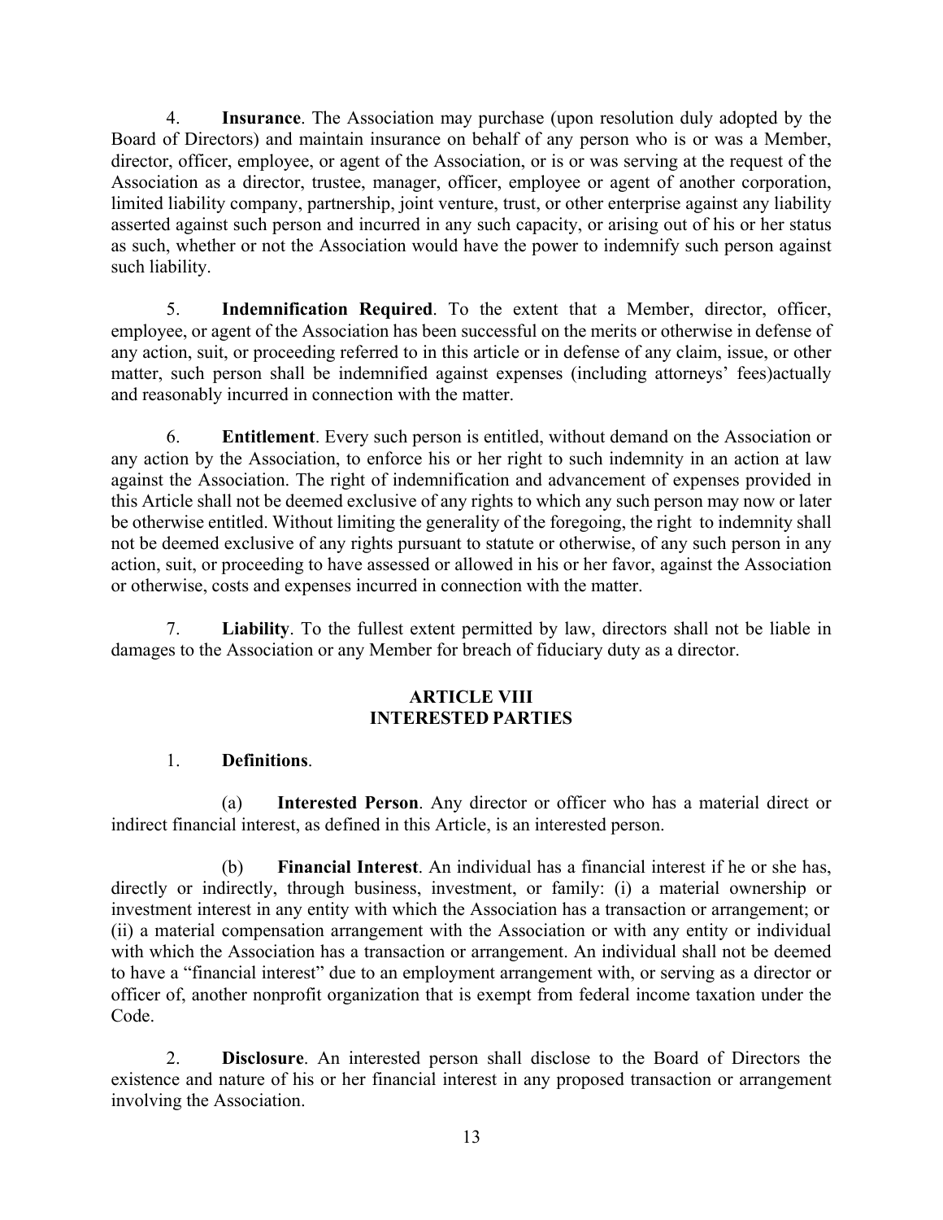4. **Insurance**. The Association may purchase (upon resolution duly adopted by the Board of Directors) and maintain insurance on behalf of any person who is or was a Member, director, officer, employee, or agent of the Association, or is or was serving at the request of the Association as a director, trustee, manager, officer, employee or agent of another corporation, limited liability company, partnership, joint venture, trust, or other enterprise against any liability asserted against such person and incurred in any such capacity, or arising out of his or her status as such, whether or not the Association would have the power to indemnify such person against such liability.

5. **Indemnification Required**. To the extent that a Member, director, officer, employee, or agent of the Association has been successful on the merits or otherwise in defense of any action, suit, or proceeding referred to in this article or in defense of any claim, issue, or other matter, such person shall be indemnified against expenses (including attorneys' fees)actually and reasonably incurred in connection with the matter.

6. **Entitlement**. Every such person is entitled, without demand on the Association or any action by the Association, to enforce his or her right to such indemnity in an action at law against the Association. The right of indemnification and advancement of expenses provided in this Article shall not be deemed exclusive of any rights to which any such person may now or later be otherwise entitled. Without limiting the generality of the foregoing, the right to indemnity shall not be deemed exclusive of any rights pursuant to statute or otherwise, of any such person in any action, suit, or proceeding to have assessed or allowed in his or her favor, against the Association or otherwise, costs and expenses incurred in connection with the matter.

7. **Liability**. To the fullest extent permitted by law, directors shall not be liable in damages to the Association or any Member for breach of fiduciary duty as a director.

## ARTICLE VIII
## INTERESTED PARTIES

1. **Definitions**.

(a) **Interested Person**. Any director or officer who has a material direct or indirect financial interest, as defined in this Article, is an interested person.

(b) **Financial Interest**. An individual has a financial interest if he or she has, directly or indirectly, through business, investment, or family: (i) a material ownership or investment interest in any entity with which the Association has a transaction or arrangement; or (ii) a material compensation arrangement with the Association or with any entity or individual with which the Association has a transaction or arrangement. An individual shall not be deemed to have a "financial interest" due to an employment arrangement with, or serving as a director or officer of, another nonprofit organization that is exempt from federal income taxation under the Code.

2. **Disclosure**. An interested person shall disclose to the Board of Directors the existence and nature of his or her financial interest in any proposed transaction or arrangement involving the Association.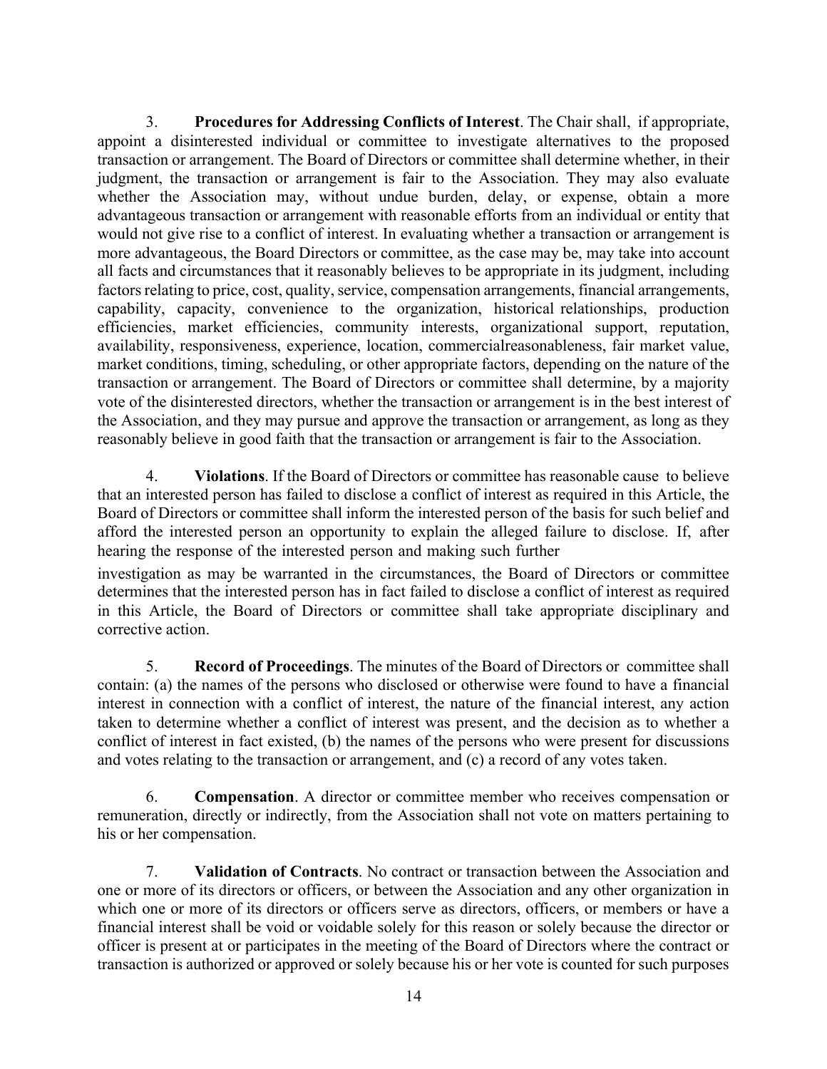3. **Procedures for Addressing Conflicts of Interest**. The Chair shall, if appropriate, appoint a disinterested individual or committee to investigate alternatives to the proposed transaction or arrangement. The Board of Directors or committee shall determine whether, in their judgment, the transaction or arrangement is fair to the Association. They may also evaluate whether the Association may, without undue burden, delay, or expense, obtain a more advantageous transaction or arrangement with reasonable efforts from an individual or entity that would not give rise to a conflict of interest. In evaluating whether a transaction or arrangement is more advantageous, the Board Directors or committee, as the case may be, may take into account all facts and circumstances that it reasonably believes to be appropriate in its judgment, including factors relating to price, cost, quality, service, compensation arrangements, financial arrangements, capability, capacity, convenience to the organization, historical relationships, production efficiencies, market efficiencies, community interests, organizational support, reputation, availability, responsiveness, experience, location, commercialreasonableness, fair market value, market conditions, timing, scheduling, or other appropriate factors, depending on the nature of the transaction or arrangement. The Board of Directors or committee shall determine, by a majority vote of the disinterested directors, whether the transaction or arrangement is in the best interest of the Association, and they may pursue and approve the transaction or arrangement, as long as they reasonably believe in good faith that the transaction or arrangement is fair to the Association.

4. **Violations**. If the Board of Directors or committee has reasonable cause to believe that an interested person has failed to disclose a conflict of interest as required in this Article, the Board of Directors or committee shall inform the interested person of the basis for such belief and afford the interested person an opportunity to explain the alleged failure to disclose. If, after hearing the response of the interested person and making such further investigation as may be warranted in the circumstances, the Board of Directors or committee determines that the interested person has in fact failed to disclose a conflict of interest as required in this Article, the Board of Directors or committee shall take appropriate disciplinary and corrective action.

5. **Record of Proceedings**. The minutes of the Board of Directors or committee shall contain: (a) the names of the persons who disclosed or otherwise were found to have a financial interest in connection with a conflict of interest, the nature of the financial interest, any action taken to determine whether a conflict of interest was present, and the decision as to whether a conflict of interest in fact existed, (b) the names of the persons who were present for discussions and votes relating to the transaction or arrangement, and (c) a record of any votes taken.

6. **Compensation**. A director or committee member who receives compensation or remuneration, directly or indirectly, from the Association shall not vote on matters pertaining to his or her compensation.

7. **Validation of Contracts**. No contract or transaction between the Association and one or more of its directors or officers, or between the Association and any other organization in which one or more of its directors or officers serve as directors, officers, or members or have a financial interest shall be void or voidable solely for this reason or solely because the director or officer is present at or participates in the meeting of the Board of Directors where the contract or transaction is authorized or approved or solely because his or her vote is counted for such purposes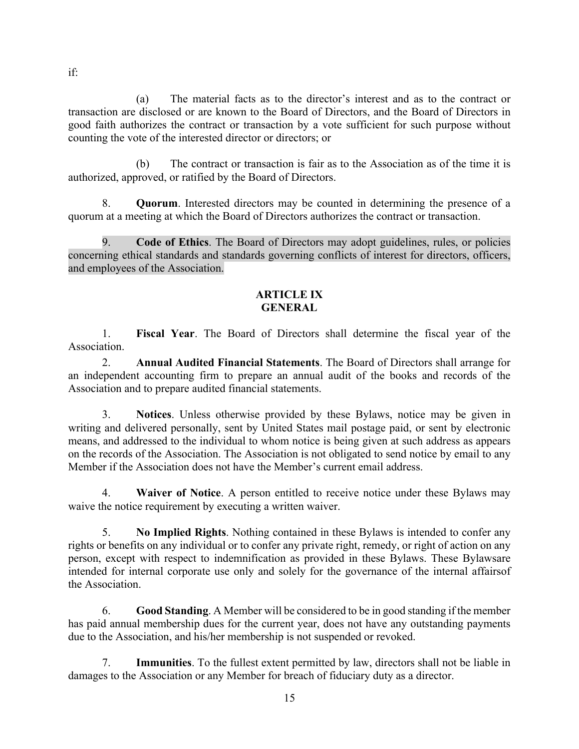if:

(a) The material facts as to the director's interest and as to the contract or transaction are disclosed or are known to the Board of Directors, and the Board of Directors in good faith authorizes the contract or transaction by a vote sufficient for such purpose without counting the vote of the interested director or directors; or

(b) The contract or transaction is fair as to the Association as of the time it is authorized, approved, or ratified by the Board of Directors.

8. **Quorum**. Interested directors may be counted in determining the presence of a quorum at a meeting at which the Board of Directors authorizes the contract or transaction.

9. **Code of Ethics**. The Board of Directors may adopt guidelines, rules, or policies concerning ethical standards and standards governing conflicts of interest for directors, officers, and employees of the Association.

## ARTICLE IX
## GENERAL

1. **Fiscal Year**. The Board of Directors shall determine the fiscal year of the Association.

2. **Annual Audited Financial Statements**. The Board of Directors shall arrange for an independent accounting firm to prepare an annual audit of the books and records of the Association and to prepare audited financial statements.

3. **Notices**. Unless otherwise provided by these Bylaws, notice may be given in writing and delivered personally, sent by United States mail postage paid, or sent by electronic means, and addressed to the individual to whom notice is being given at such address as appears on the records of the Association. The Association is not obligated to send notice by email to any Member if the Association does not have the Member's current email address.

4. **Waiver of Notice**. A person entitled to receive notice under these Bylaws may waive the notice requirement by executing a written waiver.

5. **No Implied Rights**. Nothing contained in these Bylaws is intended to confer any rights or benefits on any individual or to confer any private right, remedy, or right of action on any person, except with respect to indemnification as provided in these Bylaws. These Bylawsare intended for internal corporate use only and solely for the governance of the internal affairsof the Association.

6. **Good Standing**. A Member will be considered to be in good standing if the member has paid annual membership dues for the current year, does not have any outstanding payments due to the Association, and his/her membership is not suspended or revoked.

7. **Immunities**. To the fullest extent permitted by law, directors shall not be liable in damages to the Association or any Member for breach of fiduciary duty as a director.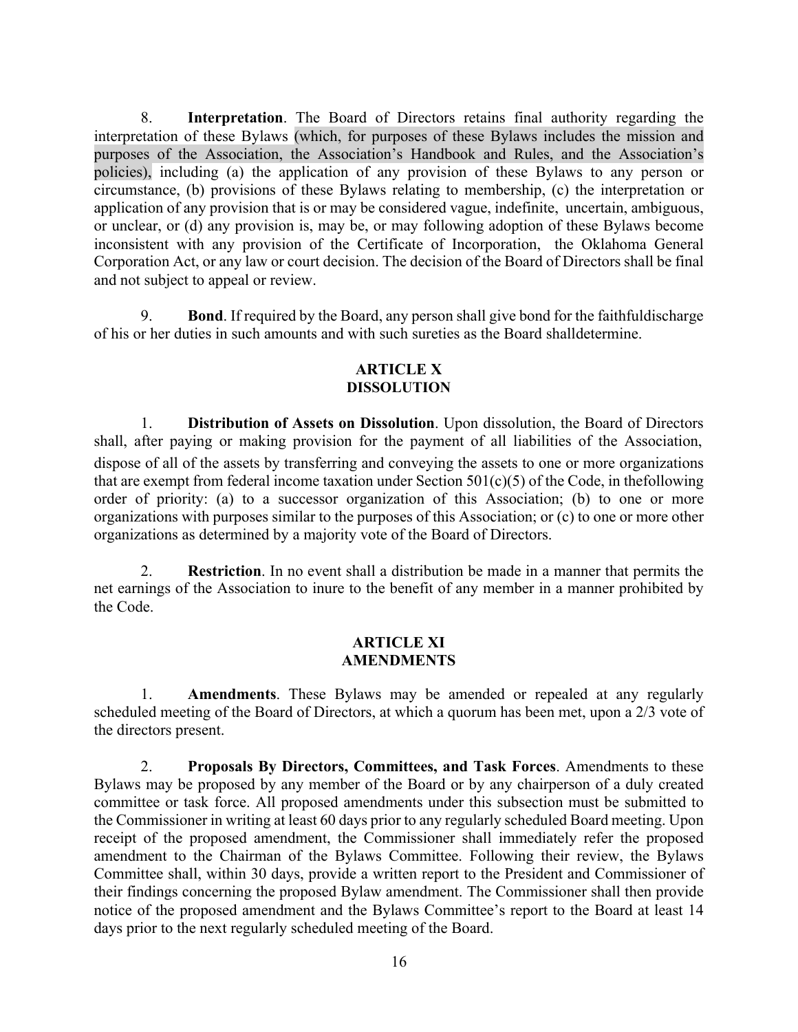8. **Interpretation**. The Board of Directors retains final authority regarding the interpretation of these Bylaws (which, for purposes of these Bylaws includes the mission and purposes of the Association, the Association's Handbook and Rules, and the Association's policies), including (a) the application of any provision of these Bylaws to any person or circumstance, (b) provisions of these Bylaws relating to membership, (c) the interpretation or application of any provision that is or may be considered vague, indefinite, uncertain, ambiguous, or unclear, or (d) any provision is, may be, or may following adoption of these Bylaws become inconsistent with any provision of the Certificate of Incorporation, the Oklahoma General Corporation Act, or any law or court decision. The decision of the Board of Directors shall be final and not subject to appeal or review.

9. **Bond**. If required by the Board, any person shall give bond for the faithfuldischarge of his or her duties in such amounts and with such sureties as the Board shalldetermine.

## ARTICLE X
## DISSOLUTION

1. **Distribution of Assets on Dissolution**. Upon dissolution, the Board of Directors shall, after paying or making provision for the payment of all liabilities of the Association, dispose of all of the assets by transferring and conveying the assets to one or more organizations that are exempt from federal income taxation under Section 501(c)(5) of the Code, in thefollowing order of priority: (a) to a successor organization of this Association; (b) to one or more organizations with purposes similar to the purposes of this Association; or (c) to one or more other organizations as determined by a majority vote of the Board of Directors.

2. **Restriction**. In no event shall a distribution be made in a manner that permits the net earnings of the Association to inure to the benefit of any member in a manner prohibited by the Code.

## ARTICLE XI
## AMENDMENTS

1. **Amendments**. These Bylaws may be amended or repealed at any regularly scheduled meeting of the Board of Directors, at which a quorum has been met, upon a 2/3 vote of the directors present.

2. **Proposals By Directors, Committees, and Task Forces**. Amendments to these Bylaws may be proposed by any member of the Board or by any chairperson of a duly created committee or task force. All proposed amendments under this subsection must be submitted to the Commissioner in writing at least 60 days prior to any regularly scheduled Board meeting. Upon receipt of the proposed amendment, the Commissioner shall immediately refer the proposed amendment to the Chairman of the Bylaws Committee. Following their review, the Bylaws Committee shall, within 30 days, provide a written report to the President and Commissioner of their findings concerning the proposed Bylaw amendment. The Commissioner shall then provide notice of the proposed amendment and the Bylaws Committee's report to the Board at least 14 days prior to the next regularly scheduled meeting of the Board.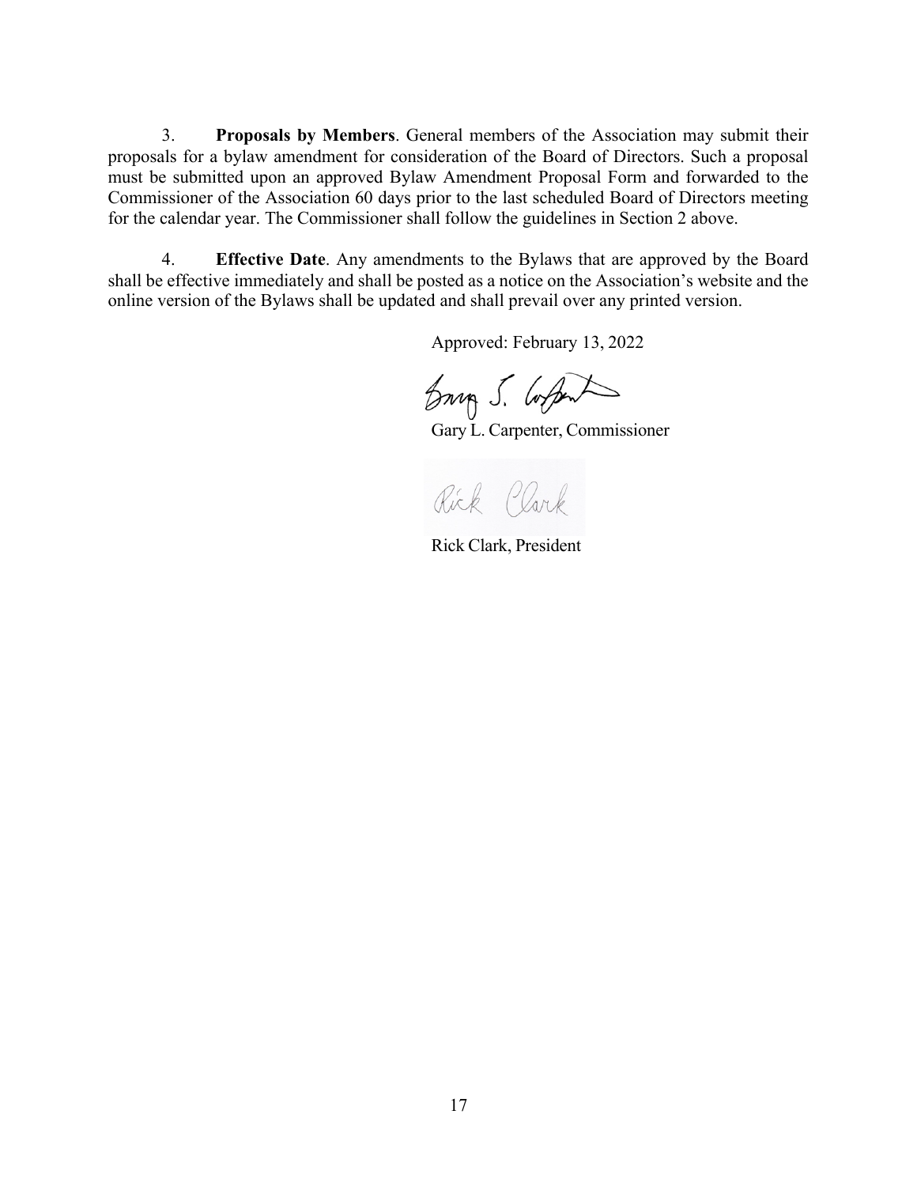3. **Proposals by Members**. General members of the Association may submit their proposals for a bylaw amendment for consideration of the Board of Directors. Such a proposal must be submitted upon an approved Bylaw Amendment Proposal Form and forwarded to the Commissioner of the Association 60 days prior to the last scheduled Board of Directors meeting for the calendar year. The Commissioner shall follow the guidelines in Section 2 above.

4. **Effective Date**. Any amendments to the Bylaws that are approved by the Board shall be effective immediately and shall be posted as a notice on the Association's website and the online version of the Bylaws shall be updated and shall prevail over any printed version.

Approved: February 13, 2022

Gary L. Carpenter, Commissioner

Rick Clark, President